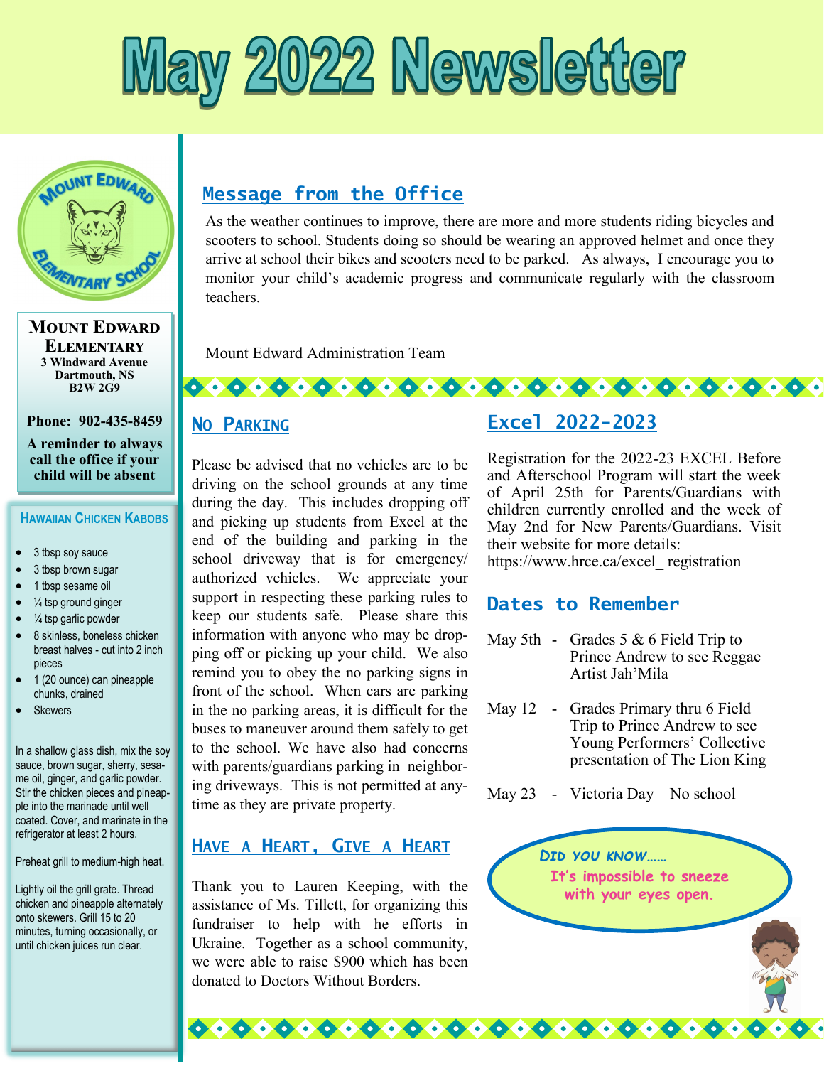# May 2022 Newsletter

**Mount Edward Elementary**
3 Windward Avenue
Dartmouth, NS
B2W 2G9

**Phone: 902-435-8459**

**A reminder to always call the office if your child will be absent**

### Hawaiian Chicken Kabobs

- 3 tbsp soy sauce
- 3 tbsp brown sugar
- 1 tbsp sesame oil
- ¼ tsp ground ginger
- ¼ tsp garlic powder
- 8 skinless, boneless chicken breast halves - cut into 2 inch pieces
- 1 (20 ounce) can pineapple chunks, drained
- Skewers

In a shallow glass dish, mix the soy sauce, brown sugar, sherry, sesame oil, ginger, and garlic powder. Stir the chicken pieces and pineapple into the marinade until well coated. Cover, and marinate in the refrigerator at least 2 hours.

Preheat grill to medium-high heat.

Lightly oil the grill grate. Thread chicken and pineapple alternately onto skewers. Grill 15 to 20 minutes, turning occasionally, or until chicken juices run clear.

## Message from the Office

As the weather continues to improve, there are more and more students riding bicycles and scooters to school. Students doing so should be wearing an approved helmet and once they arrive at school their bikes and scooters need to be parked. As always, I encourage you to monitor your child's academic progress and communicate regularly with the classroom teachers.

Mount Edward Administration Team

## No Parking

Please be advised that no vehicles are to be driving on the school grounds at any time during the day. This includes dropping off and picking up students from Excel at the end of the building and parking in the school driveway that is for emergency/ authorized vehicles. We appreciate your support in respecting these parking rules to keep our students safe. Please share this information with anyone who may be dropping off or picking up your child. We also remind you to obey the no parking signs in front of the school. When cars are parking in the no parking areas, it is difficult for the buses to maneuver around them safely to get to the school. We have also had concerns with parents/guardians parking in neighboring driveways. This is not permitted at anytime as they are private property.

## Have a Heart, Give a Heart

Thank you to Lauren Keeping, with the assistance of Ms. Tillett, for organizing this fundraiser to help with he efforts in Ukraine. Together as a school community, we were able to raise $900 which has been donated to Doctors Without Borders.

## Excel 2022-2023

Registration for the 2022-23 EXCEL Before and Afterschool Program will start the week of April 25th for Parents/Guardians with children currently enrolled and the week of May 2nd for New Parents/Guardians. Visit their website for more details: https://www.hrce.ca/excel_ registration

## Dates to Remember

- May 5th - Grades 5 & 6 Field Trip to Prince Andrew to see Reggae Artist Jah'Mila
- May 12 - Grades Primary thru 6 Field Trip to Prince Andrew to see Young Performers' Collective presentation of The Lion King
- May 23 - Victoria Day—No school

**Did you know……**
It's impossible to sneeze with your eyes open.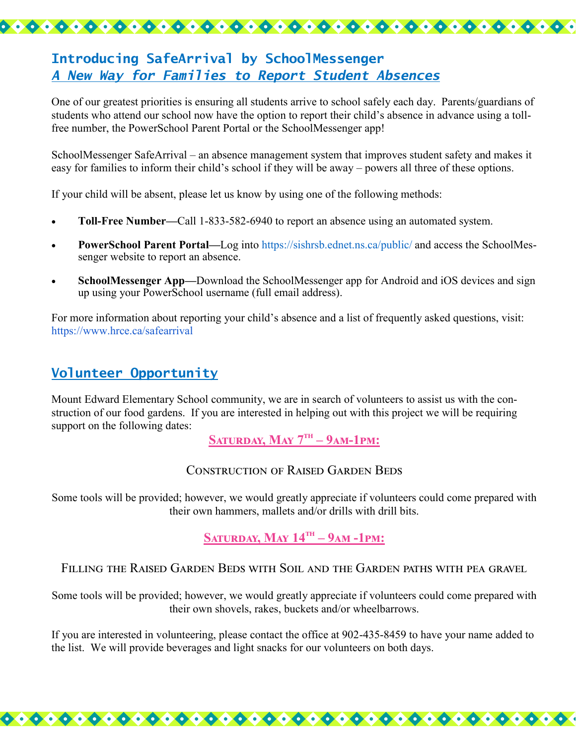## Introducing SafeArrival by SchoolMessenger
### *A New Way for Families to Report Student Absences*

One of our greatest priorities is ensuring all students arrive to school safely each day. Parents/guardians of students who attend our school now have the option to report their child's absence in advance using a toll-free number, the PowerSchool Parent Portal or the SchoolMessenger app!

SchoolMessenger SafeArrival – an absence management system that improves student safety and makes it easy for families to inform their child's school if they will be away – powers all three of these options.

If your child will be absent, please let us know by using one of the following methods:

- **Toll-Free Number—**Call 1-833-582-6940 to report an absence using an automated system.
- **PowerSchool Parent Portal—**Log into https://sishrsb.ednet.ns.ca/public/ and access the SchoolMessenger website to report an absence.
- **SchoolMessenger App—**Download the SchoolMessenger app for Android and iOS devices and sign up using your PowerSchool username (full email address).

For more information about reporting your child's absence and a list of frequently asked questions, visit: https://www.hrce.ca/safearrival

## Volunteer Opportunity

Mount Edward Elementary School community, we are in search of volunteers to assist us with the construction of our food gardens. If you are interested in helping out with this project we will be requiring support on the following dates:

**Saturday, May 7th – 9am-1pm:**

Construction of Raised Garden Beds

Some tools will be provided; however, we would greatly appreciate if volunteers could come prepared with their own hammers, mallets and/or drills with drill bits.

**Saturday, May 14th – 9am -1pm:**

Filling the Raised Garden Beds with Soil and the Garden paths with pea gravel

Some tools will be provided; however, we would greatly appreciate if volunteers could come prepared with their own shovels, rakes, buckets and/or wheelbarrows.

If you are interested in volunteering, please contact the office at 902-435-8459 to have your name added to the list. We will provide beverages and light snacks for our volunteers on both days.